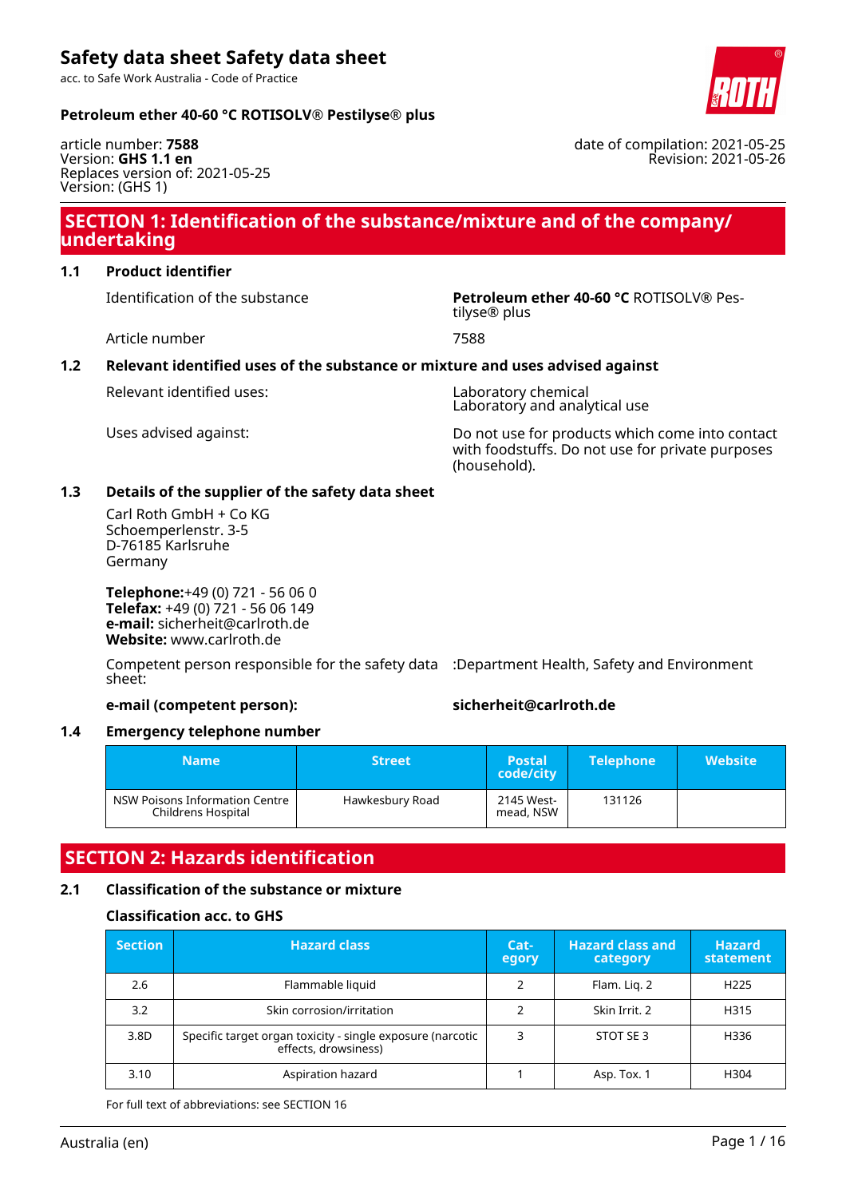# Safety data sheet Safety data sheet

acc. to Safe Work Australia - Code of Practice

**Petroleum ether 40-60 °C ROTISOLV® Pestilyse® plus**

article number: **7588**
Version: **GHS 1.1 en**
Replaces version of: 2021-05-25
Version: (GHS 1)

date of compilation: 2021-05-25
Revision: 2021-05-26

## SECTION 1: Identification of the substance/mixture and of the company/undertaking

### 1.1 Product identifier

Identification of the substance: **Petroleum ether 40-60 °C** ROTISOLV® Pestilyse® plus

Article number: 7588

### 1.2 Relevant identified uses of the substance or mixture and uses advised against

Relevant identified uses: Laboratory chemical
Laboratory and analytical use

Uses advised against: Do not use for products which come into contact with foodstuffs. Do not use for private purposes (household).

### 1.3 Details of the supplier of the safety data sheet

Carl Roth GmbH + Co KG
Schoemperlenstr. 3-5
D-76185 Karlsruhe
Germany

**Telephone:**+49 (0) 721 - 56 06 0
**Telefax:** +49 (0) 721 - 56 06 149
**e-mail:** sicherheit@carlroth.de
**Website:** www.carlroth.de

Competent person responsible for the safety data sheet: :Department Health, Safety and Environment

**e-mail (competent person):** **sicherheit@carlroth.de**

### 1.4 Emergency telephone number

| Name | Street | Postal code/city | Telephone | Website |
|---|---|---|---|---|
| NSW Poisons Information Centre Childrens Hospital | Hawkesbury Road | 2145 Westmead, NSW | 131126 | |

## SECTION 2: Hazards identification

### 2.1 Classification of the substance or mixture

#### Classification acc. to GHS

| Section | Hazard class | Category | Hazard class and category | Hazard statement |
|---|---|---|---|---|
| 2.6 | Flammable liquid | 2 | Flam. Liq. 2 | H225 |
| 3.2 | Skin corrosion/irritation | 2 | Skin Irrit. 2 | H315 |
| 3.8D | Specific target organ toxicity - single exposure (narcotic effects, drowsiness) | 3 | STOT SE 3 | H336 |
| 3.10 | Aspiration hazard | 1 | Asp. Tox. 1 | H304 |

For full text of abbreviations: see SECTION 16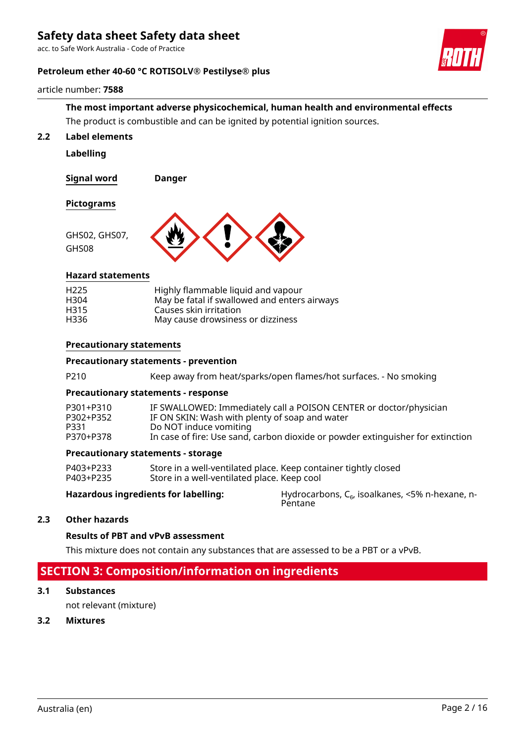**The most important adverse physicochemical, human health and environmental effects**

The product is combustible and can be ignited by potential ignition sources.

## 2.2 Label elements

**Labelling**

**Signal word** **Danger**

**Pictograms**

GHS02, GHS07, GHS08

**Hazard statements**

| | |
|---|---|
| H225 | Highly flammable liquid and vapour |
| H304 | May be fatal if swallowed and enters airways |
| H315 | Causes skin irritation |
| H336 | May cause drowsiness or dizziness |

**Precautionary statements**

**Precautionary statements - prevention**

| | |
|---|---|
| P210 | Keep away from heat/sparks/open flames/hot surfaces. - No smoking |

**Precautionary statements - response**

| | |
|---|---|
| P301+P310 | IF SWALLOWED: Immediately call a POISON CENTER or doctor/physician |
| P302+P352 | IF ON SKIN: Wash with plenty of soap and water |
| P331 | Do NOT induce vomiting |
| P370+P378 | In case of fire: Use sand, carbon dioxide or powder extinguisher for extinction |

**Precautionary statements - storage**

| | |
|---|---|
| P403+P233 | Store in a well-ventilated place. Keep container tightly closed |
| P403+P235 | Store in a well-ventilated place. Keep cool |

**Hazardous ingredients for labelling:** Hydrocarbons, $C_6$, isoalkanes, <5% n-hexane, n-Pentane

## 2.3 Other hazards

**Results of PBT and vPvB assessment**

This mixture does not contain any substances that are assessed to be a PBT or a vPvB.

# SECTION 3: Composition/information on ingredients

## 3.1 Substances

not relevant (mixture)

## 3.2 Mixtures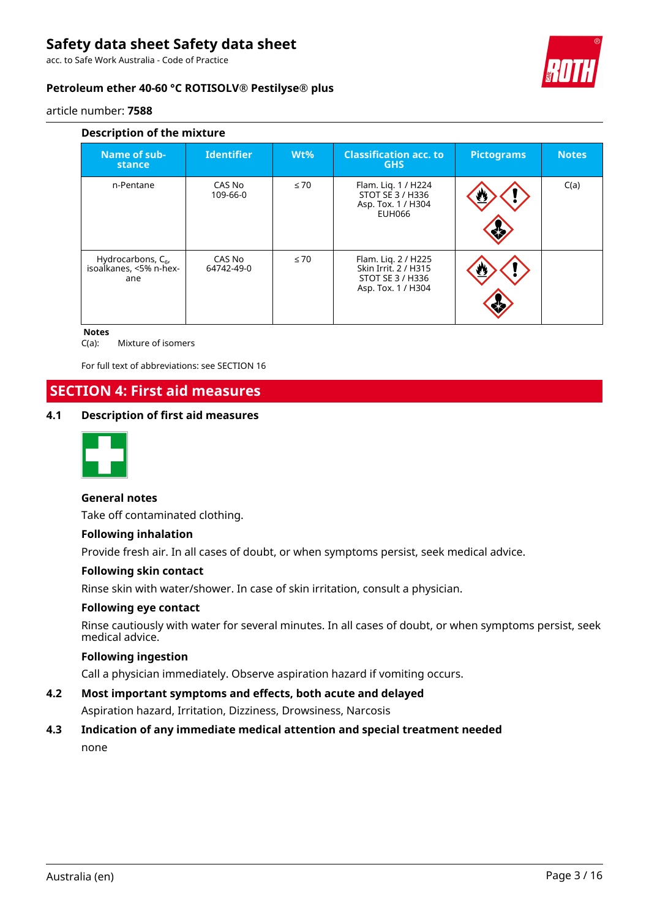### Description of the mixture

| Name of substance | Identifier | Wt% | Classification acc. to GHS | Pictograms | Notes |
|---|---|---|---|---|---|
| n-Pentane | CAS No 109-66-0 | ≤ 70 | Flam. Liq. 1 / H224<br>STOT SE 3 / H336<br>Asp. Tox. 1 / H304<br>EUH066 | | C(a) |
| Hydrocarbons, $C_6$, isoalkanes, <5% n-hexane | CAS No 64742-49-0 | ≤ 70 | Flam. Liq. 2 / H225<br>Skin Irrit. 2 / H315<br>STOT SE 3 / H336<br>Asp. Tox. 1 / H304 | | |

**Notes**
C(a): Mixture of isomers

For full text of abbreviations: see SECTION 16

## SECTION 4: First aid measures

### 4.1 Description of first aid measures

**General notes**

Take off contaminated clothing.

**Following inhalation**

Provide fresh air. In all cases of doubt, or when symptoms persist, seek medical advice.

**Following skin contact**

Rinse skin with water/shower. In case of skin irritation, consult a physician.

**Following eye contact**

Rinse cautiously with water for several minutes. In all cases of doubt, or when symptoms persist, seek medical advice.

**Following ingestion**

Call a physician immediately. Observe aspiration hazard if vomiting occurs.

### 4.2 Most important symptoms and effects, both acute and delayed

Aspiration hazard, Irritation, Dizziness, Drowsiness, Narcosis

### 4.3 Indication of any immediate medical attention and special treatment needed

none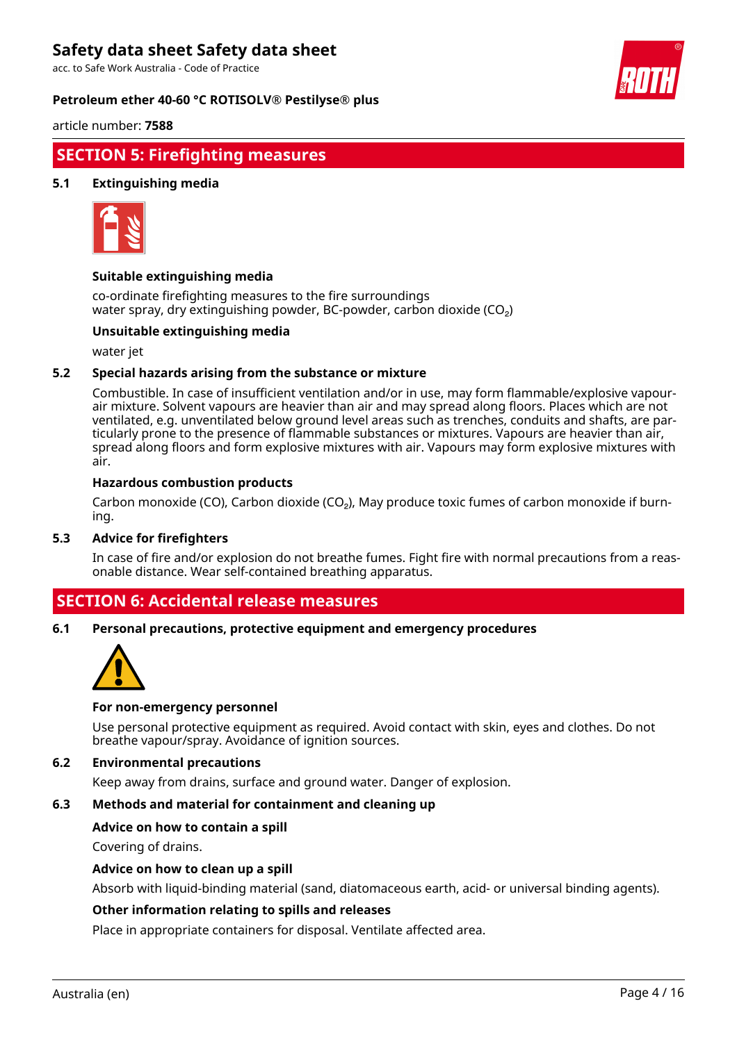## SECTION 5: Firefighting measures

### 5.1 Extinguishing media

**Suitable extinguishing media**

co-ordinate firefighting measures to the fire surroundings
water spray, dry extinguishing powder, BC-powder, carbon dioxide ($CO_2$)

**Unsuitable extinguishing media**

water jet

### 5.2 Special hazards arising from the substance or mixture

Combustible. In case of insufficient ventilation and/or in use, may form flammable/explosive vapour-air mixture. Solvent vapours are heavier than air and may spread along floors. Places which are not ventilated, e.g. unventilated below ground level areas such as trenches, conduits and shafts, are particularly prone to the presence of flammable substances or mixtures. Vapours are heavier than air, spread along floors and form explosive mixtures with air. Vapours may form explosive mixtures with air.

**Hazardous combustion products**

Carbon monoxide (CO), Carbon dioxide ($CO_2$), May produce toxic fumes of carbon monoxide if burning.

### 5.3 Advice for firefighters

In case of fire and/or explosion do not breathe fumes. Fight fire with normal precautions from a reasonable distance. Wear self-contained breathing apparatus.

## SECTION 6: Accidental release measures

### 6.1 Personal precautions, protective equipment and emergency procedures

**For non-emergency personnel**

Use personal protective equipment as required. Avoid contact with skin, eyes and clothes. Do not breathe vapour/spray. Avoidance of ignition sources.

### 6.2 Environmental precautions

Keep away from drains, surface and ground water. Danger of explosion.

### 6.3 Methods and material for containment and cleaning up

**Advice on how to contain a spill**

Covering of drains.

**Advice on how to clean up a spill**

Absorb with liquid-binding material (sand, diatomaceous earth, acid- or universal binding agents).

**Other information relating to spills and releases**

Place in appropriate containers for disposal. Ventilate affected area.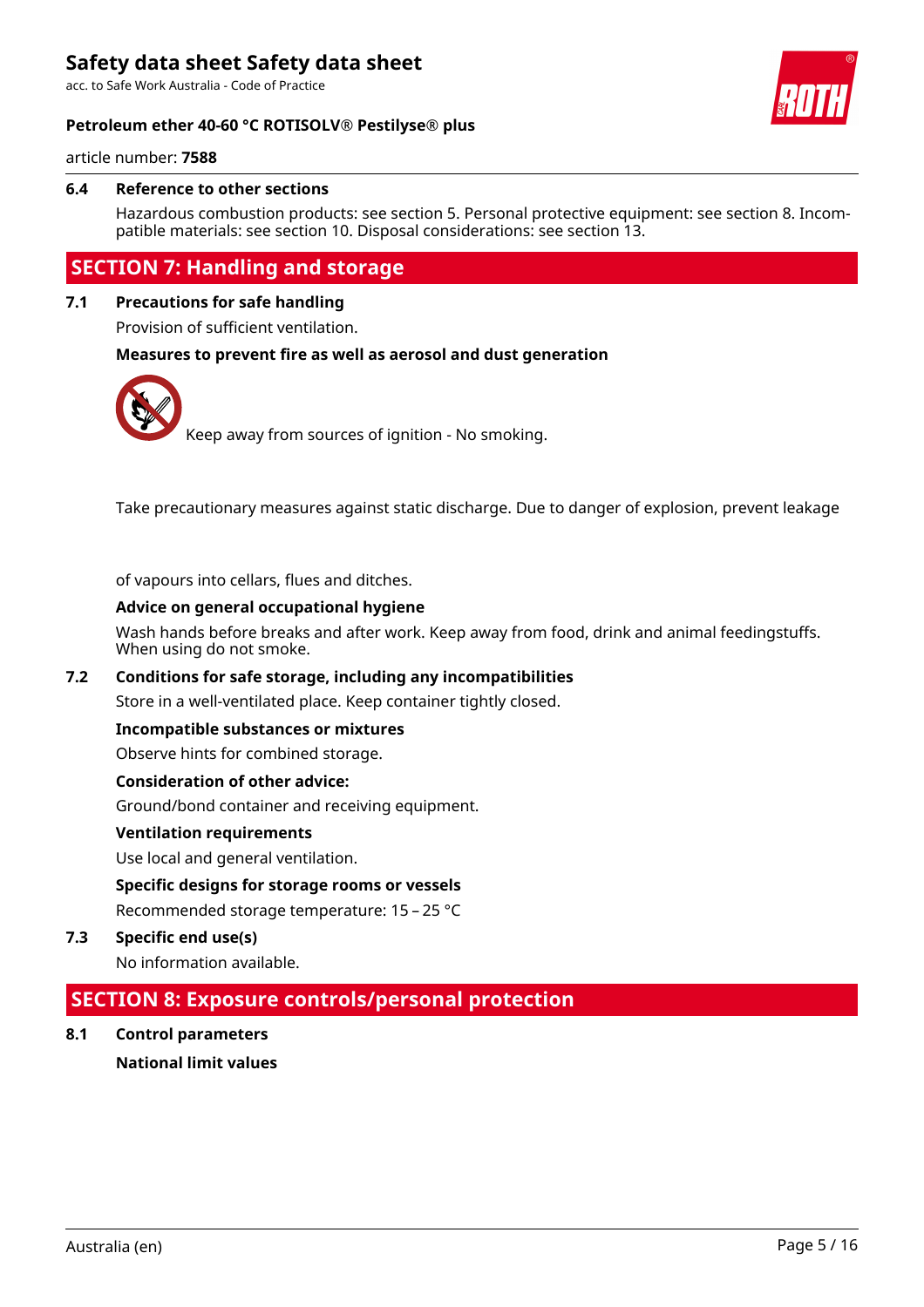### 6.4 Reference to other sections

Hazardous combustion products: see section 5. Personal protective equipment: see section 8. Incompatible materials: see section 10. Disposal considerations: see section 13.

## SECTION 7: Handling and storage

### 7.1 Precautions for safe handling

Provision of sufficient ventilation.

**Measures to prevent fire as well as aerosol and dust generation**

Keep away from sources of ignition - No smoking.

Take precautionary measures against static discharge. Due to danger of explosion, prevent leakage of vapours into cellars, flues and ditches.

**Advice on general occupational hygiene**

Wash hands before breaks and after work. Keep away from food, drink and animal feedingstuffs. When using do not smoke.

### 7.2 Conditions for safe storage, including any incompatibilities

Store in a well-ventilated place. Keep container tightly closed.

**Incompatible substances or mixtures**

Observe hints for combined storage.

**Consideration of other advice:**

Ground/bond container and receiving equipment.

**Ventilation requirements**

Use local and general ventilation.

**Specific designs for storage rooms or vessels**

Recommended storage temperature: 15 – 25 °C

### 7.3 Specific end use(s)

No information available.

## SECTION 8: Exposure controls/personal protection

### 8.1 Control parameters

**National limit values**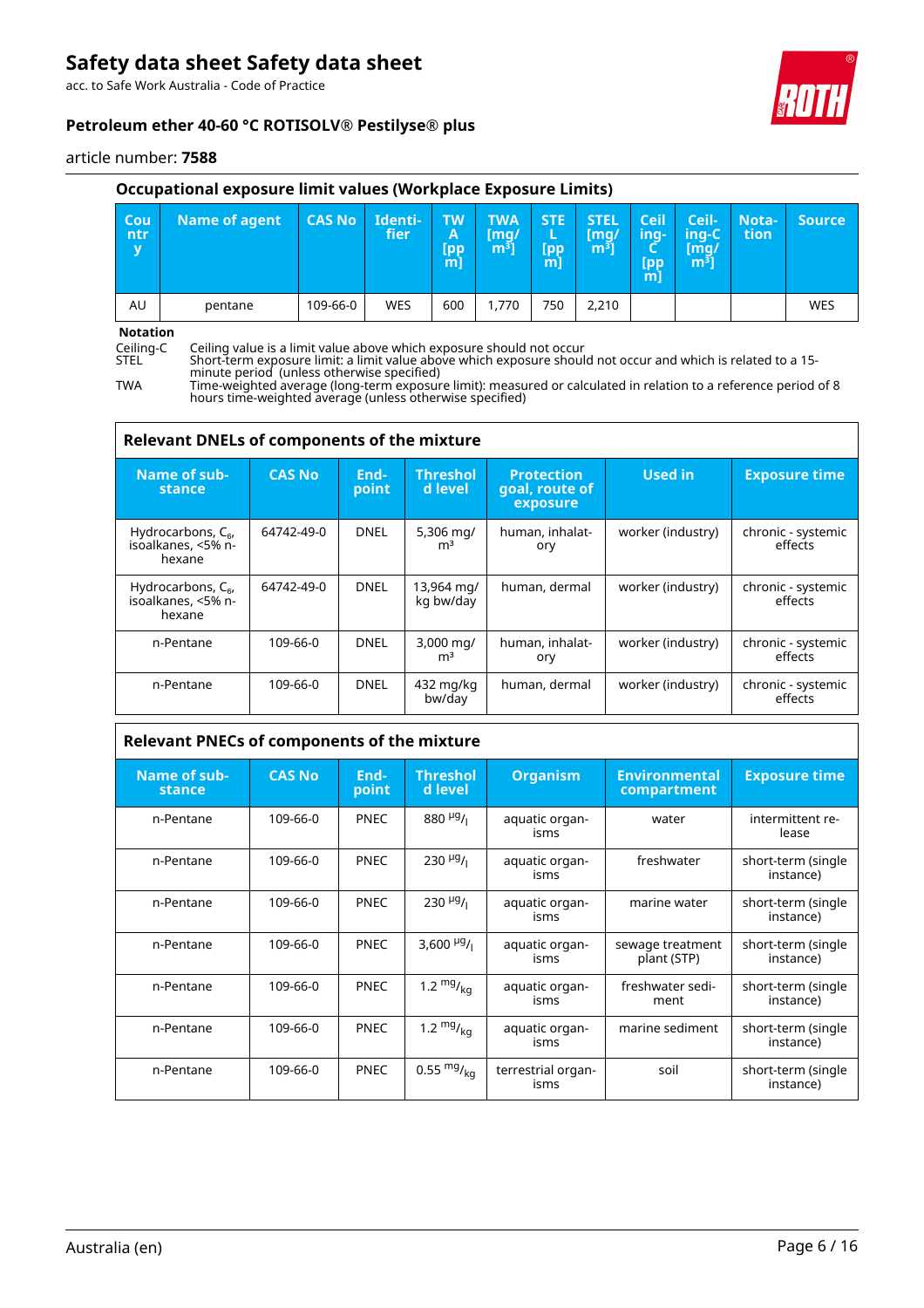### Occupational exposure limit values (Workplace Exposure Limits)

| Country | Name of agent | CAS No | Identifier | TWA [ppm] | TWA [mg/m³] | STEL [ppm] | STEL [mg/m³] | Ceiling-C [ppm] | Ceiling-C [mg/m³] | Notation | Source |
|---|---|---|---|---|---|---|---|---|---|---|---|
| AU | pentane | 109-66-0 | WES | 600 | 1,770 | 750 | 2,210 | | | | WES |

**Notation**

Ceiling-C Ceiling value is a limit value above which exposure should not occur
STEL Short-term exposure limit: a limit value above which exposure should not occur and which is related to a 15-minute period (unless otherwise specified)
TWA Time-weighted average (long-term exposure limit): measured or calculated in relation to a reference period of 8 hours time-weighted average (unless otherwise specified)

### Relevant DNELs of components of the mixture

| Name of substance | CAS No | Endpoint | Threshold level | Protection goal, route of exposure | Used in | Exposure time |
|---|---|---|---|---|---|---|
| Hydrocarbons, $C_6$, isoalkanes, <5% n-hexane | 64742-49-0 | DNEL | 5,306 mg/m³ | human, inhalatory | worker (industry) | chronic - systemic effects |
| Hydrocarbons, $C_6$, isoalkanes, <5% n-hexane | 64742-49-0 | DNEL | 13,964 mg/kg bw/day | human, dermal | worker (industry) | chronic - systemic effects |
| n-Pentane | 109-66-0 | DNEL | 3,000 mg/m³ | human, inhalatory | worker (industry) | chronic - systemic effects |
| n-Pentane | 109-66-0 | DNEL | 432 mg/kg bw/day | human, dermal | worker (industry) | chronic - systemic effects |

### Relevant PNECs of components of the mixture

| Name of substance | CAS No | Endpoint | Threshold level | Organism | Environmental compartment | Exposure time |
|---|---|---|---|---|---|---|
| n-Pentane | 109-66-0 | PNEC | 880 µg/l | aquatic organisms | water | intermittent release |
| n-Pentane | 109-66-0 | PNEC | 230 µg/l | aquatic organisms | freshwater | short-term (single instance) |
| n-Pentane | 109-66-0 | PNEC | 230 µg/l | aquatic organisms | marine water | short-term (single instance) |
| n-Pentane | 109-66-0 | PNEC | 3,600 µg/l | aquatic organisms | sewage treatment plant (STP) | short-term (single instance) |
| n-Pentane | 109-66-0 | PNEC | 1.2 mg/kg | aquatic organisms | freshwater sediment | short-term (single instance) |
| n-Pentane | 109-66-0 | PNEC | 1.2 mg/kg | aquatic organisms | marine sediment | short-term (single instance) |
| n-Pentane | 109-66-0 | PNEC | 0.55 mg/kg | terrestrial organisms | soil | short-term (single instance) |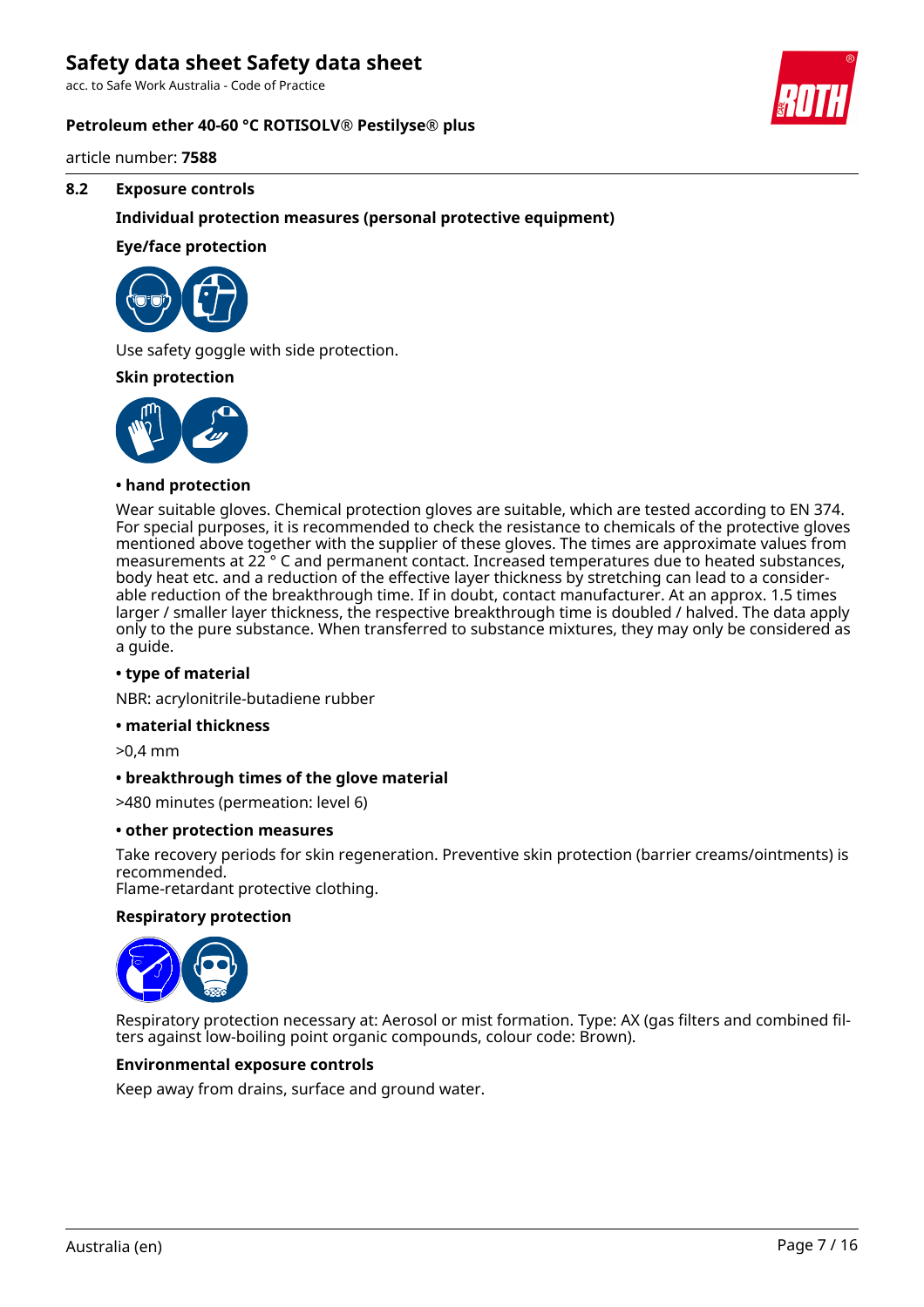## 8.2 Exposure controls

### Individual protection measures (personal protective equipment)

#### Eye/face protection

Use safety goggle with side protection.

#### Skin protection

**• hand protection**

Wear suitable gloves. Chemical protection gloves are suitable, which are tested according to EN 374. For special purposes, it is recommended to check the resistance to chemicals of the protective gloves mentioned above together with the supplier of these gloves. The times are approximate values from measurements at 22 ° C and permanent contact. Increased temperatures due to heated substances, body heat etc. and a reduction of the effective layer thickness by stretching can lead to a considerable reduction of the breakthrough time. If in doubt, contact manufacturer. At an approx. 1.5 times larger / smaller layer thickness, the respective breakthrough time is doubled / halved. The data apply only to the pure substance. When transferred to substance mixtures, they may only be considered as a guide.

**• type of material**

NBR: acrylonitrile-butadiene rubber

**• material thickness**

>0,4 mm

**• breakthrough times of the glove material**

>480 minutes (permeation: level 6)

**• other protection measures**

Take recovery periods for skin regeneration. Preventive skin protection (barrier creams/ointments) is recommended.
Flame-retardant protective clothing.

#### Respiratory protection

Respiratory protection necessary at: Aerosol or mist formation. Type: AX (gas filters and combined filters against low-boiling point organic compounds, colour code: Brown).

#### Environmental exposure controls

Keep away from drains, surface and ground water.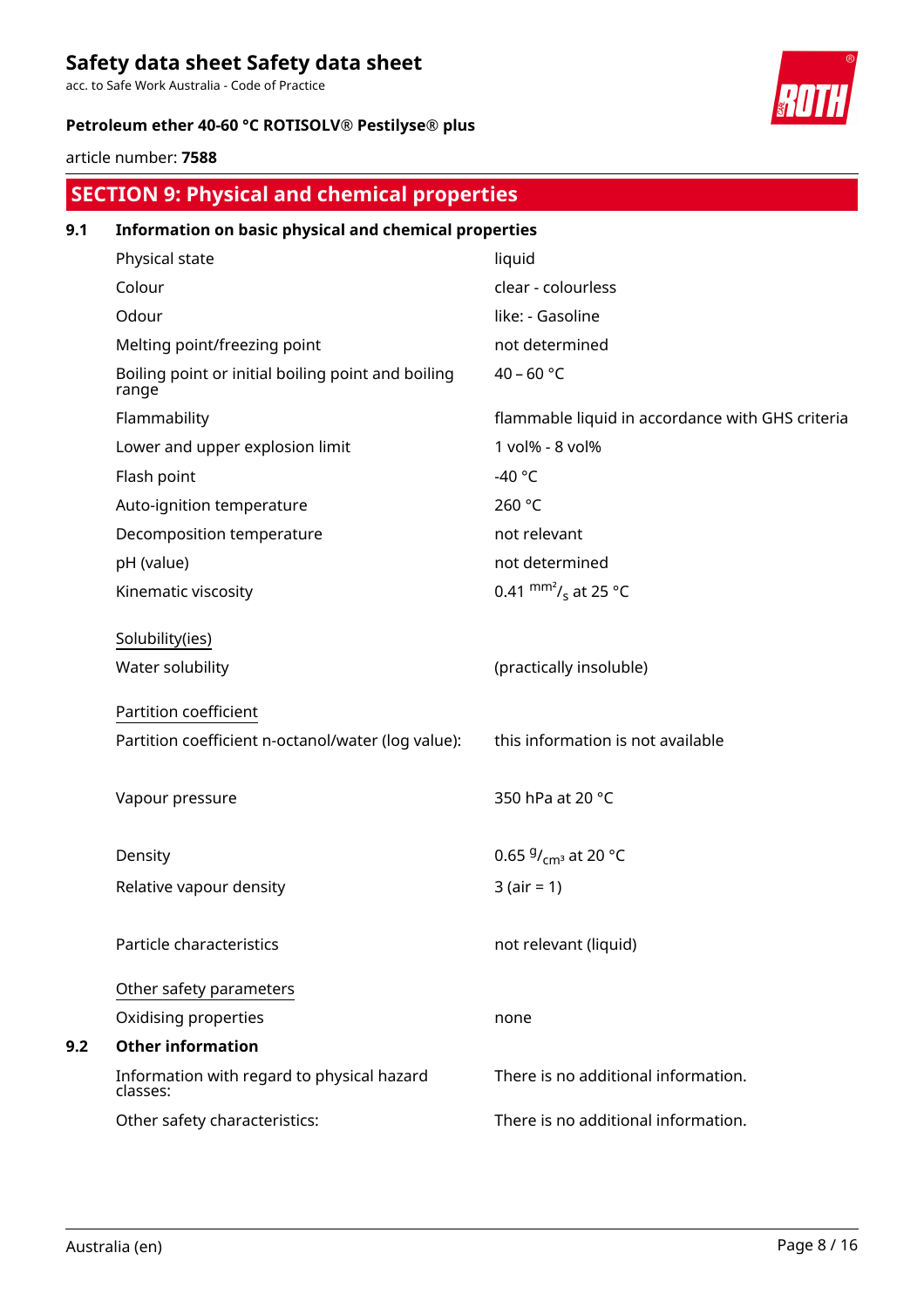## SECTION 9: Physical and chemical properties

### 9.1 Information on basic physical and chemical properties

| Property | Value |
|---|---|
| Physical state | liquid |
| Colour | clear - colourless |
| Odour | like: - Gasoline |
| Melting point/freezing point | not determined |
| Boiling point or initial boiling point and boiling range | 40 – 60 °C |
| Flammability | flammable liquid in accordance with GHS criteria |
| Lower and upper explosion limit | 1 vol% - 8 vol% |
| Flash point | -40 °C |
| Auto-ignition temperature | 260 °C |
| Decomposition temperature | not relevant |
| pH (value) | not determined |
| Kinematic viscosity | 0.41 $^{mm^2}/_{s}$ at 25 °C |

<u>Solubility(ies)</u>

| Property | Value |
|---|---|
| Water solubility | (practically insoluble) |

<u>Partition coefficient</u>

| Property | Value |
|---|---|
| Partition coefficient n-octanol/water (log value): | this information is not available |
| Vapour pressure | 350 hPa at 20 °C |
| Density | 0.65 $^{g}/_{cm^3}$ at 20 °C |
| Relative vapour density | 3 (air = 1) |
| Particle characteristics | not relevant (liquid) |

<u>Other safety parameters</u>

| Property | Value |
|---|---|
| Oxidising properties | none |

### 9.2 Other information

| Property | Value |
|---|---|
| Information with regard to physical hazard classes: | There is no additional information. |
| Other safety characteristics: | There is no additional information. |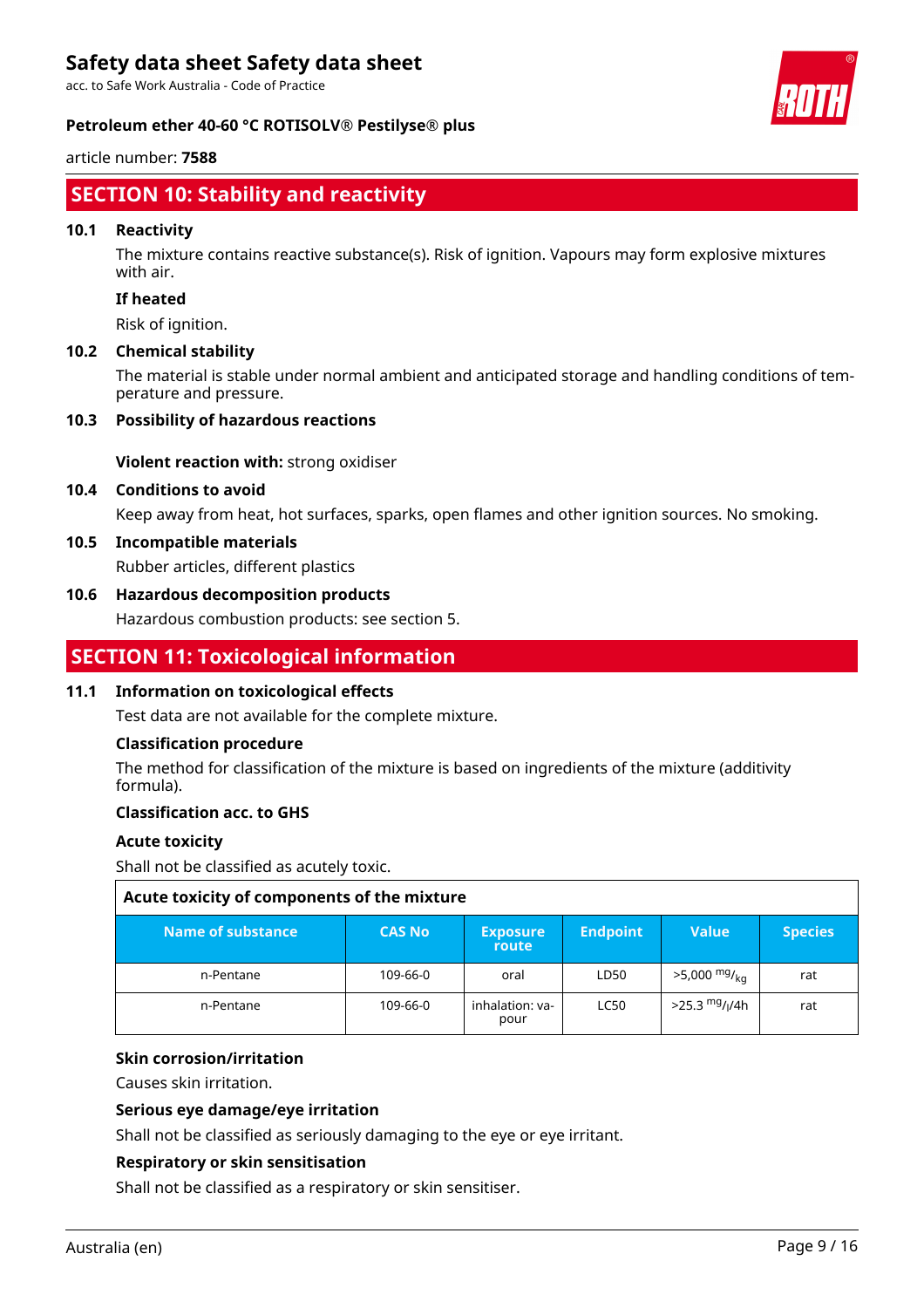## SECTION 10: Stability and reactivity

### 10.1 Reactivity

The mixture contains reactive substance(s). Risk of ignition. Vapours may form explosive mixtures with air.

**If heated**

Risk of ignition.

### 10.2 Chemical stability

The material is stable under normal ambient and anticipated storage and handling conditions of temperature and pressure.

### 10.3 Possibility of hazardous reactions

**Violent reaction with:** strong oxidiser

### 10.4 Conditions to avoid

Keep away from heat, hot surfaces, sparks, open flames and other ignition sources. No smoking.

### 10.5 Incompatible materials

Rubber articles, different plastics

### 10.6 Hazardous decomposition products

Hazardous combustion products: see section 5.

## SECTION 11: Toxicological information

### 11.1 Information on toxicological effects

Test data are not available for the complete mixture.

**Classification procedure**

The method for classification of the mixture is based on ingredients of the mixture (additivity formula).

**Classification acc. to GHS**

**Acute toxicity**

Shall not be classified as acutely toxic.

**Acute toxicity of components of the mixture**

| Name of substance | CAS No | Exposure route | Endpoint | Value | Species |
|---|---|---|---|---|---|
| n-Pentane | 109-66-0 | oral | LD50 | >5,000 mg/kg | rat |
| n-Pentane | 109-66-0 | inhalation: vapour | LC50 | >25.3 mg/l/4h | rat |

**Skin corrosion/irritation**

Causes skin irritation.

**Serious eye damage/eye irritation**

Shall not be classified as seriously damaging to the eye or eye irritant.

**Respiratory or skin sensitisation**

Shall not be classified as a respiratory or skin sensitiser.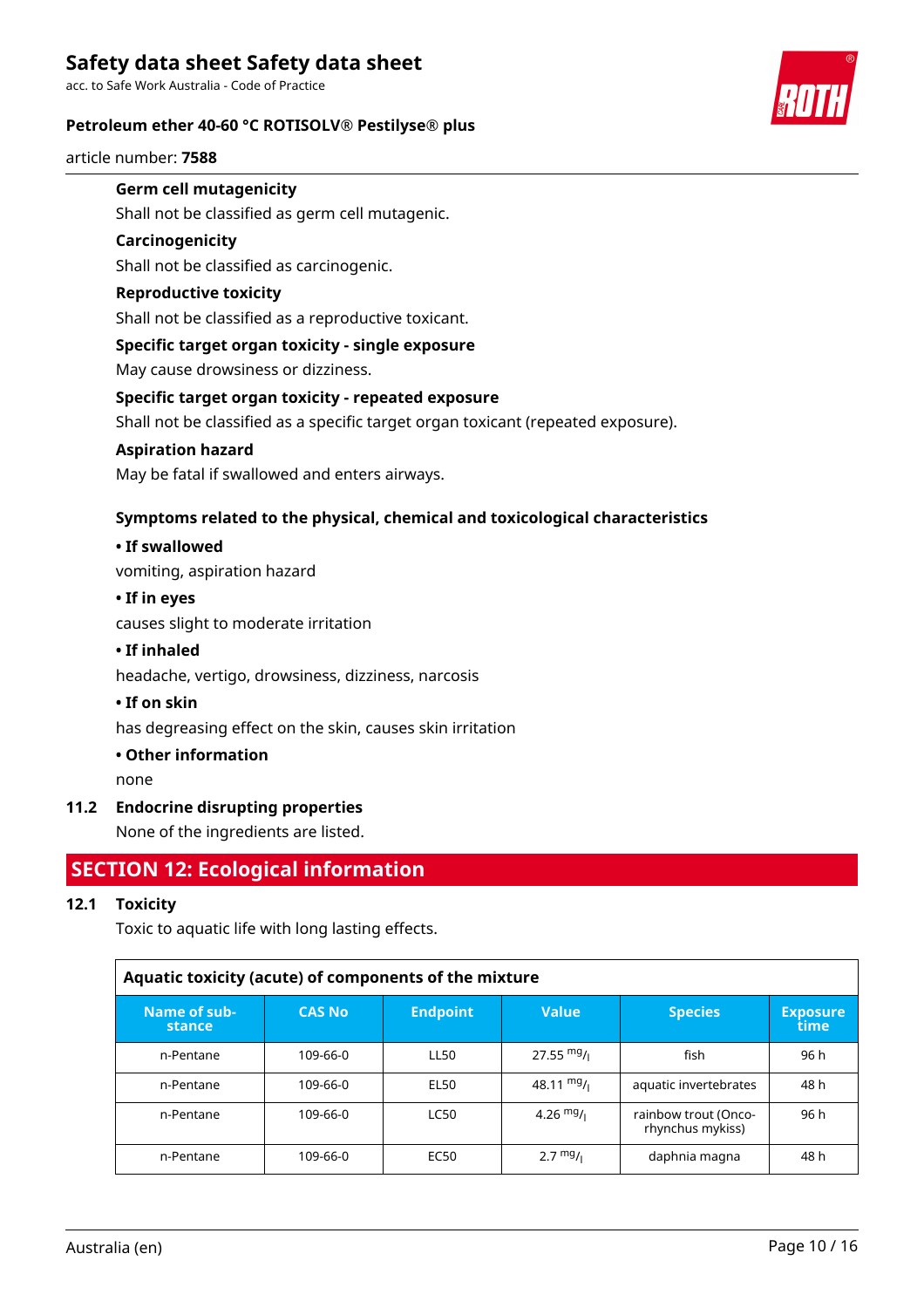**Germ cell mutagenicity**

Shall not be classified as germ cell mutagenic.

**Carcinogenicity**

Shall not be classified as carcinogenic.

**Reproductive toxicity**

Shall not be classified as a reproductive toxicant.

**Specific target organ toxicity - single exposure**

May cause drowsiness or dizziness.

**Specific target organ toxicity - repeated exposure**

Shall not be classified as a specific target organ toxicant (repeated exposure).

**Aspiration hazard**

May be fatal if swallowed and enters airways.

**Symptoms related to the physical, chemical and toxicological characteristics**

**• If swallowed**

vomiting, aspiration hazard

**• If in eyes**

causes slight to moderate irritation

**• If inhaled**

headache, vertigo, drowsiness, dizziness, narcosis

**• If on skin**

has degreasing effect on the skin, causes skin irritation

**• Other information**

none

### 11.2 Endocrine disrupting properties

None of the ingredients are listed.

## SECTION 12: Ecological information

### 12.1 Toxicity

Toxic to aquatic life with long lasting effects.

| Aquatic toxicity (acute) of components of the mixture | | | | | |
|---|---|---|---|---|---|
| Name of substance | CAS No | Endpoint | Value | Species | Exposure time |
| n-Pentane | 109-66-0 | LL50 | 27.55 $^{mg}/_{l}$ | fish | 96 h |
| n-Pentane | 109-66-0 | EL50 | 48.11 $^{mg}/_{l}$ | aquatic invertebrates | 48 h |
| n-Pentane | 109-66-0 | LC50 | 4.26 $^{mg}/_{l}$ | rainbow trout (Oncorhynchus mykiss) | 96 h |
| n-Pentane | 109-66-0 | EC50 | 2.7 $^{mg}/_{l}$ | daphnia magna | 48 h |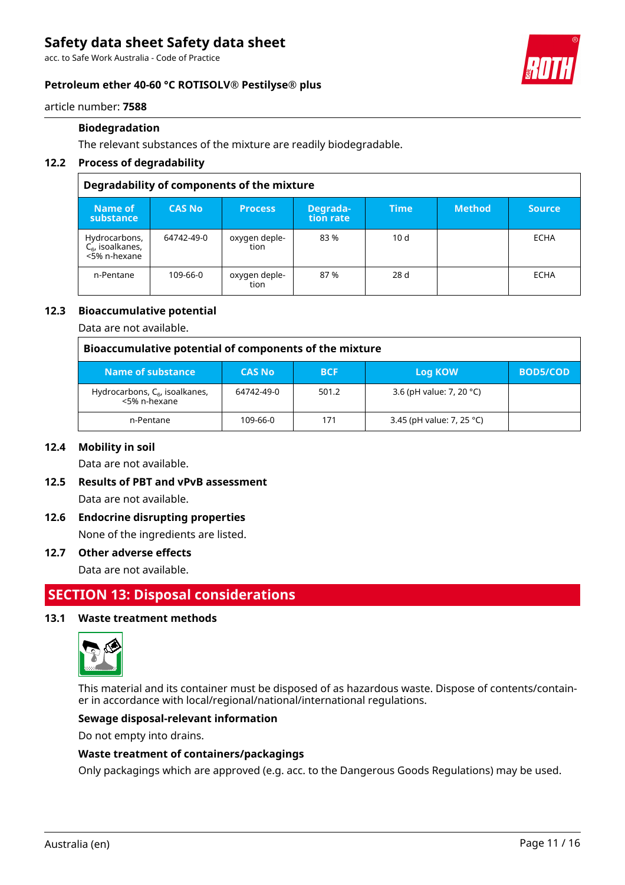#### Biodegradation

The relevant substances of the mixture are readily biodegradable.

### 12.2 Process of degradability

**Degradability of components of the mixture**

| Name of substance | CAS No | Process | Degradation rate | Time | Method | Source |
|---|---|---|---|---|---|---|
| Hydrocarbons, $C_6$, isoalkanes, <5% n-hexane | 64742-49-0 | oxygen depletion | 83 % | 10 d | | ECHA |
| n-Pentane | 109-66-0 | oxygen depletion | 87 % | 28 d | | ECHA |

### 12.3 Bioaccumulative potential

Data are not available.

**Bioaccumulative potential of components of the mixture**

| Name of substance | CAS No | BCF | Log KOW | BOD5/COD |
|---|---|---|---|---|
| Hydrocarbons, $C_6$, isoalkanes, <5% n-hexane | 64742-49-0 | 501.2 | 3.6 (pH value: 7, 20 °C) | |
| n-Pentane | 109-66-0 | 171 | 3.45 (pH value: 7, 25 °C) | |

### 12.4 Mobility in soil

Data are not available.

### 12.5 Results of PBT and vPvB assessment

Data are not available.

### 12.6 Endocrine disrupting properties

None of the ingredients are listed.

### 12.7 Other adverse effects

Data are not available.

## SECTION 13: Disposal considerations

### 13.1 Waste treatment methods

This material and its container must be disposed of as hazardous waste. Dispose of contents/container in accordance with local/regional/national/international regulations.

#### Sewage disposal-relevant information

Do not empty into drains.

#### Waste treatment of containers/packagings

Only packagings which are approved (e.g. acc. to the Dangerous Goods Regulations) may be used.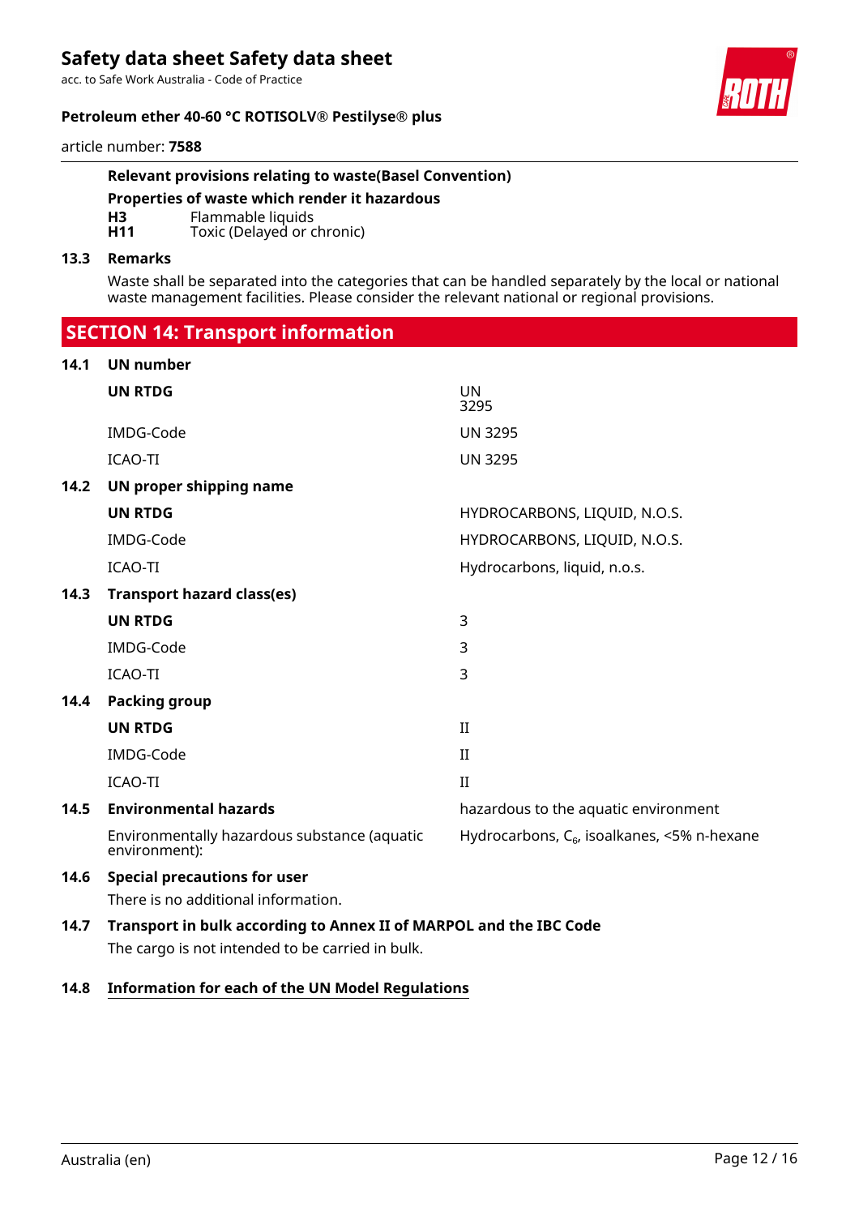**Relevant provisions relating to waste(Basel Convention)**

**Properties of waste which render it hazardous**

| | |
|---|---|
| **H3** | Flammable liquids |
| **H11** | Toxic (Delayed or chronic) |

### 13.3 Remarks

Waste shall be separated into the categories that can be handled separately by the local or national waste management facilities. Please consider the relevant national or regional provisions.

## SECTION 14: Transport information

### 14.1 UN number

| | |
|---|---|
| **UN RTDG** | UN 3295 |
| IMDG-Code | UN 3295 |
| ICAO-TI | UN 3295 |

### 14.2 UN proper shipping name

| | |
|---|---|
| **UN RTDG** | HYDROCARBONS, LIQUID, N.O.S. |
| IMDG-Code | HYDROCARBONS, LIQUID, N.O.S. |
| ICAO-TI | Hydrocarbons, liquid, n.o.s. |

### 14.3 Transport hazard class(es)

| | |
|---|---|
| **UN RTDG** | 3 |
| IMDG-Code | 3 |
| ICAO-TI | 3 |

### 14.4 Packing group

| | |
|---|---|
| **UN RTDG** | II |
| IMDG-Code | II |
| ICAO-TI | II |

### 14.5 Environmental hazards

| | |
|---|---|
| **Environmental hazards** | hazardous to the aquatic environment |
| Environmentally hazardous substance (aquatic environment): | Hydrocarbons, $C_6$, isoalkanes, <5% n-hexane |

### 14.6 Special precautions for user

There is no additional information.

### 14.7 Transport in bulk according to Annex II of MARPOL and the IBC Code

The cargo is not intended to be carried in bulk.

### 14.8 Information for each of the UN Model Regulations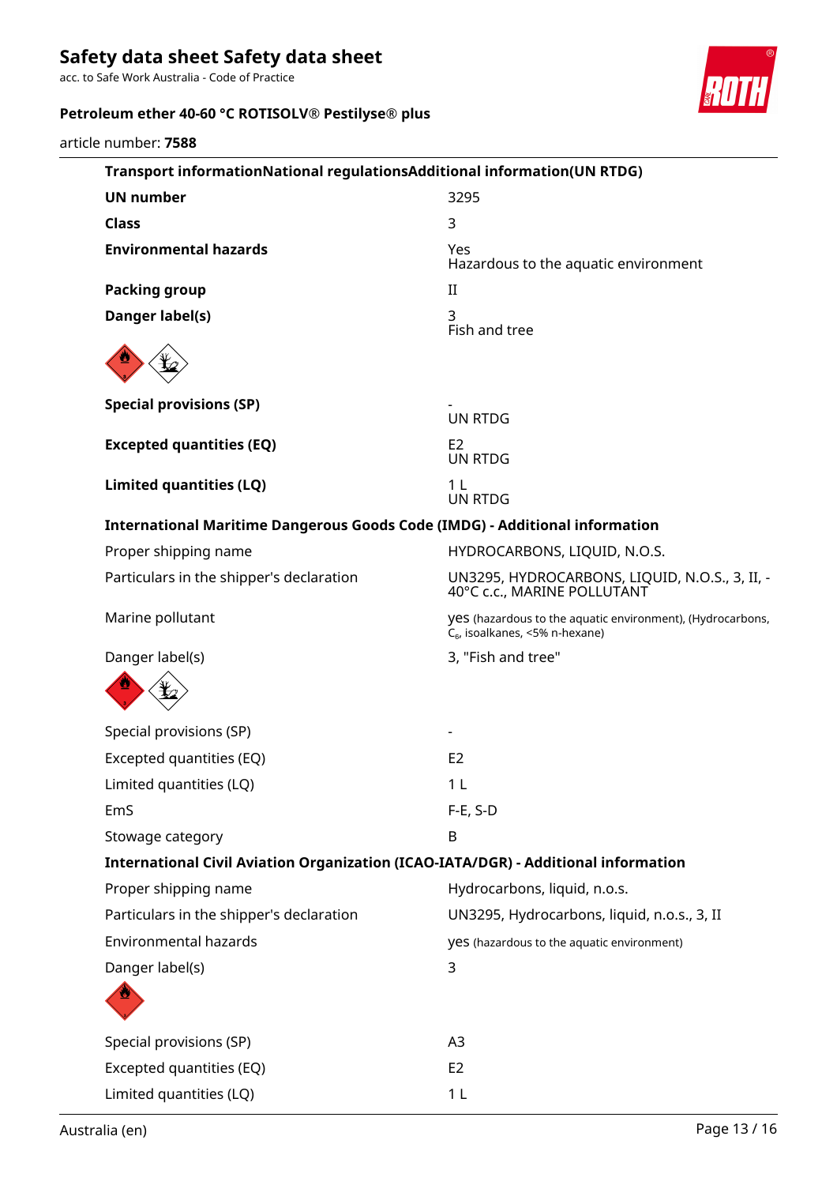### Transport informationNational regulationsAdditional information(UN RTDG)

| | |
|---|---|
| **UN number** | 3295 |
| **Class** | 3 |
| **Environmental hazards** | Yes<br>Hazardous to the aquatic environment |
| **Packing group** | II |
| **Danger label(s)** | 3<br>Fish and tree |
| **Special provisions (SP)** | -<br>UN RTDG |
| **Excepted quantities (EQ)** | E2<br>UN RTDG |
| **Limited quantities (LQ)** | 1 L<br>UN RTDG |

### International Maritime Dangerous Goods Code (IMDG) - Additional information

| | |
|---|---|
| Proper shipping name | HYDROCARBONS, LIQUID, N.O.S. |
| Particulars in the shipper's declaration | UN3295, HYDROCARBONS, LIQUID, N.O.S., 3, II, -40°C c.c., MARINE POLLUTANT |
| Marine pollutant | yes (hazardous to the aquatic environment), (Hydrocarbons, $C_6$, isoalkanes, <5% n-hexane) |
| Danger label(s) | 3, "Fish and tree" |
| Special provisions (SP) | - |
| Excepted quantities (EQ) | E2 |
| Limited quantities (LQ) | 1 L |
| EmS | F-E, S-D |
| Stowage category | B |

### International Civil Aviation Organization (ICAO-IATA/DGR) - Additional information

| | |
|---|---|
| Proper shipping name | Hydrocarbons, liquid, n.o.s. |
| Particulars in the shipper's declaration | UN3295, Hydrocarbons, liquid, n.o.s., 3, II |
| Environmental hazards | yes (hazardous to the aquatic environment) |
| Danger label(s) | 3 |
| Special provisions (SP) | A3 |
| Excepted quantities (EQ) | E2 |
| Limited quantities (LQ) | 1 L |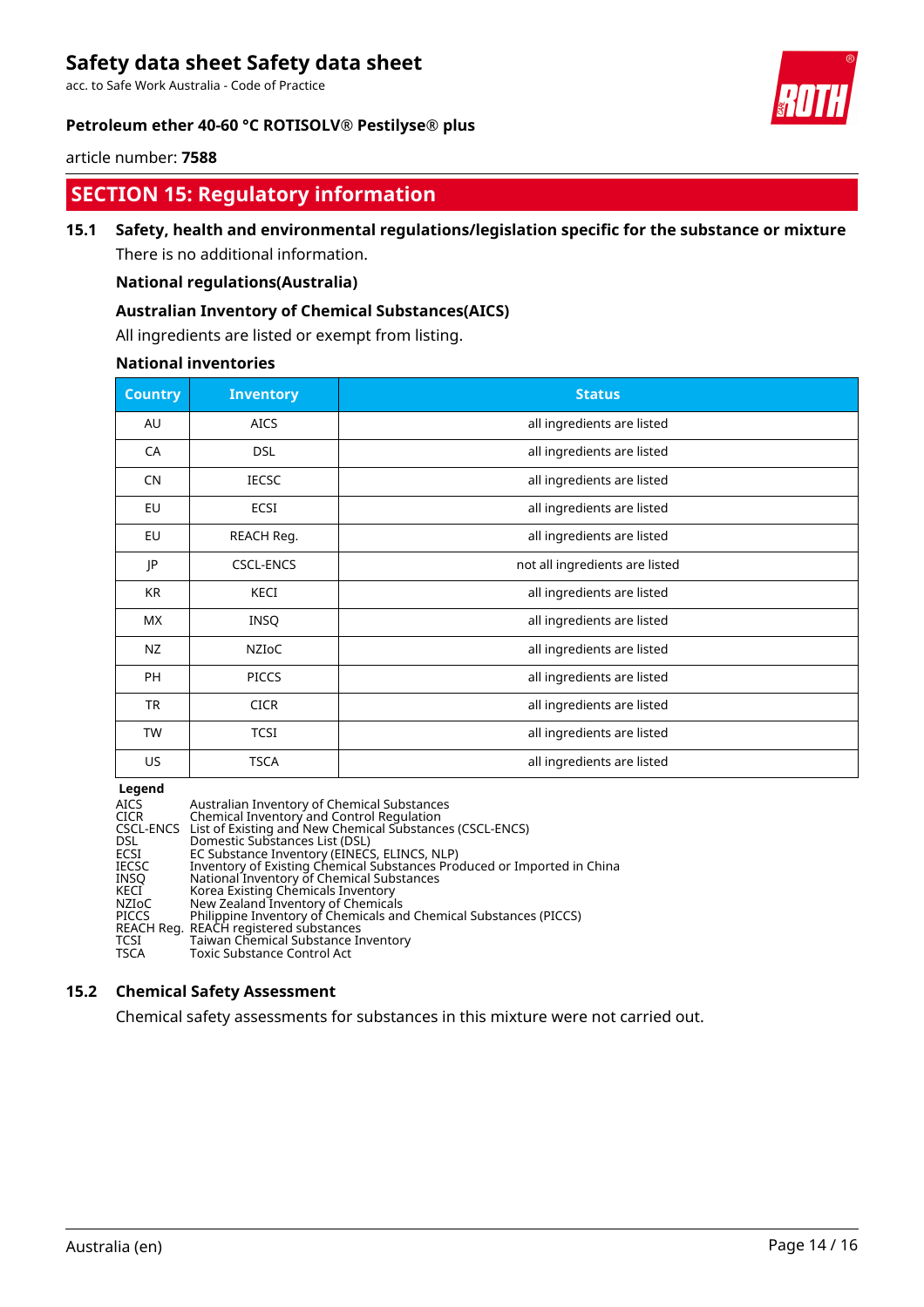## SECTION 15: Regulatory information

### 15.1 Safety, health and environmental regulations/legislation specific for the substance or mixture

There is no additional information.

**National regulations(Australia)**

**Australian Inventory of Chemical Substances(AICS)**

All ingredients are listed or exempt from listing.

**National inventories**

| Country | Inventory | Status |
|---|---|---|
| AU | AICS | all ingredients are listed |
| CA | DSL | all ingredients are listed |
| CN | IECSC | all ingredients are listed |
| EU | ECSI | all ingredients are listed |
| EU | REACH Reg. | all ingredients are listed |
| JP | CSCL-ENCS | not all ingredients are listed |
| KR | KECI | all ingredients are listed |
| MX | INSQ | all ingredients are listed |
| NZ | NZIoC | all ingredients are listed |
| PH | PICCS | all ingredients are listed |
| TR | CICR | all ingredients are listed |
| TW | TCSI | all ingredients are listed |
| US | TSCA | all ingredients are listed |

**Legend**

| | |
|---|---|
| AICS | Australian Inventory of Chemical Substances |
| CICR | Chemical Inventory and Control Regulation |
| CSCL-ENCS | List of Existing and New Chemical Substances (CSCL-ENCS) |
| DSL | Domestic Substances List (DSL) |
| ECSI | EC Substance Inventory (EINECS, ELINCS, NLP) |
| IECSC | Inventory of Existing Chemical Substances Produced or Imported in China |
| INSQ | National Inventory of Chemical Substances |
| KECI | Korea Existing Chemicals Inventory |
| NZIoC | New Zealand Inventory of Chemicals |
| PICCS | Philippine Inventory of Chemicals and Chemical Substances (PICCS) |
| REACH Reg. | REACH registered substances |
| TCSI | Taiwan Chemical Substance Inventory |
| TSCA | Toxic Substance Control Act |

### 15.2 Chemical Safety Assessment

Chemical safety assessments for substances in this mixture were not carried out.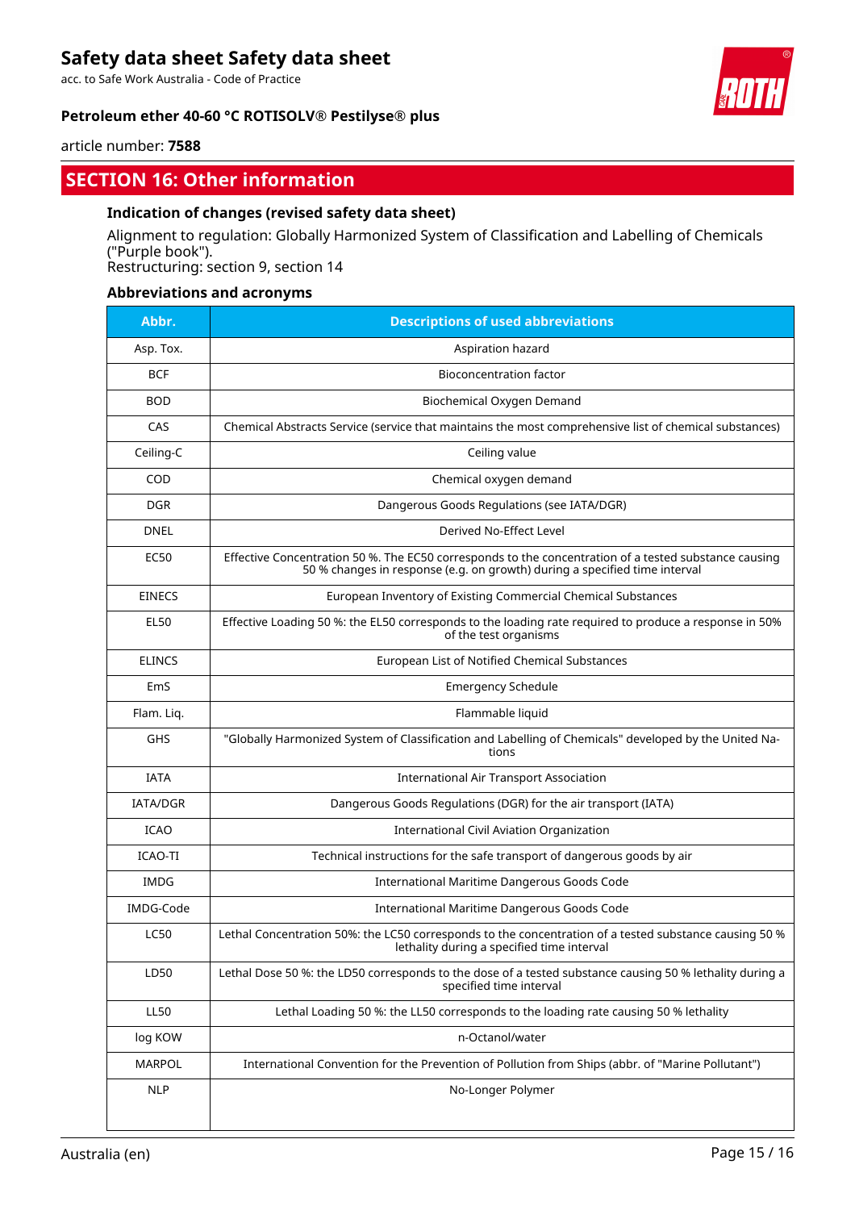## SECTION 16: Other information

### Indication of changes (revised safety data sheet)

Alignment to regulation: Globally Harmonized System of Classification and Labelling of Chemicals ("Purple book").
Restructuring: section 9, section 14

### Abbreviations and acronyms

| Abbr. | Descriptions of used abbreviations |
|---|---|
| Asp. Tox. | Aspiration hazard |
| BCF | Bioconcentration factor |
| BOD | Biochemical Oxygen Demand |
| CAS | Chemical Abstracts Service (service that maintains the most comprehensive list of chemical substances) |
| Ceiling-C | Ceiling value |
| COD | Chemical oxygen demand |
| DGR | Dangerous Goods Regulations (see IATA/DGR) |
| DNEL | Derived No-Effect Level |
| EC50 | Effective Concentration 50 %. The EC50 corresponds to the concentration of a tested substance causing 50 % changes in response (e.g. on growth) during a specified time interval |
| EINECS | European Inventory of Existing Commercial Chemical Substances |
| EL50 | Effective Loading 50 %: the EL50 corresponds to the loading rate required to produce a response in 50% of the test organisms |
| ELINCS | European List of Notified Chemical Substances |
| EmS | Emergency Schedule |
| Flam. Liq. | Flammable liquid |
| GHS | "Globally Harmonized System of Classification and Labelling of Chemicals" developed by the United Nations |
| IATA | International Air Transport Association |
| IATA/DGR | Dangerous Goods Regulations (DGR) for the air transport (IATA) |
| ICAO | International Civil Aviation Organization |
| ICAO-TI | Technical instructions for the safe transport of dangerous goods by air |
| IMDG | International Maritime Dangerous Goods Code |
| IMDG-Code | International Maritime Dangerous Goods Code |
| LC50 | Lethal Concentration 50%: the LC50 corresponds to the concentration of a tested substance causing 50 % lethality during a specified time interval |
| LD50 | Lethal Dose 50 %: the LD50 corresponds to the dose of a tested substance causing 50 % lethality during a specified time interval |
| LL50 | Lethal Loading 50 %: the LL50 corresponds to the loading rate causing 50 % lethality |
| log KOW | n-Octanol/water |
| MARPOL | International Convention for the Prevention of Pollution from Ships (abbr. of "Marine Pollutant") |
| NLP | No-Longer Polymer |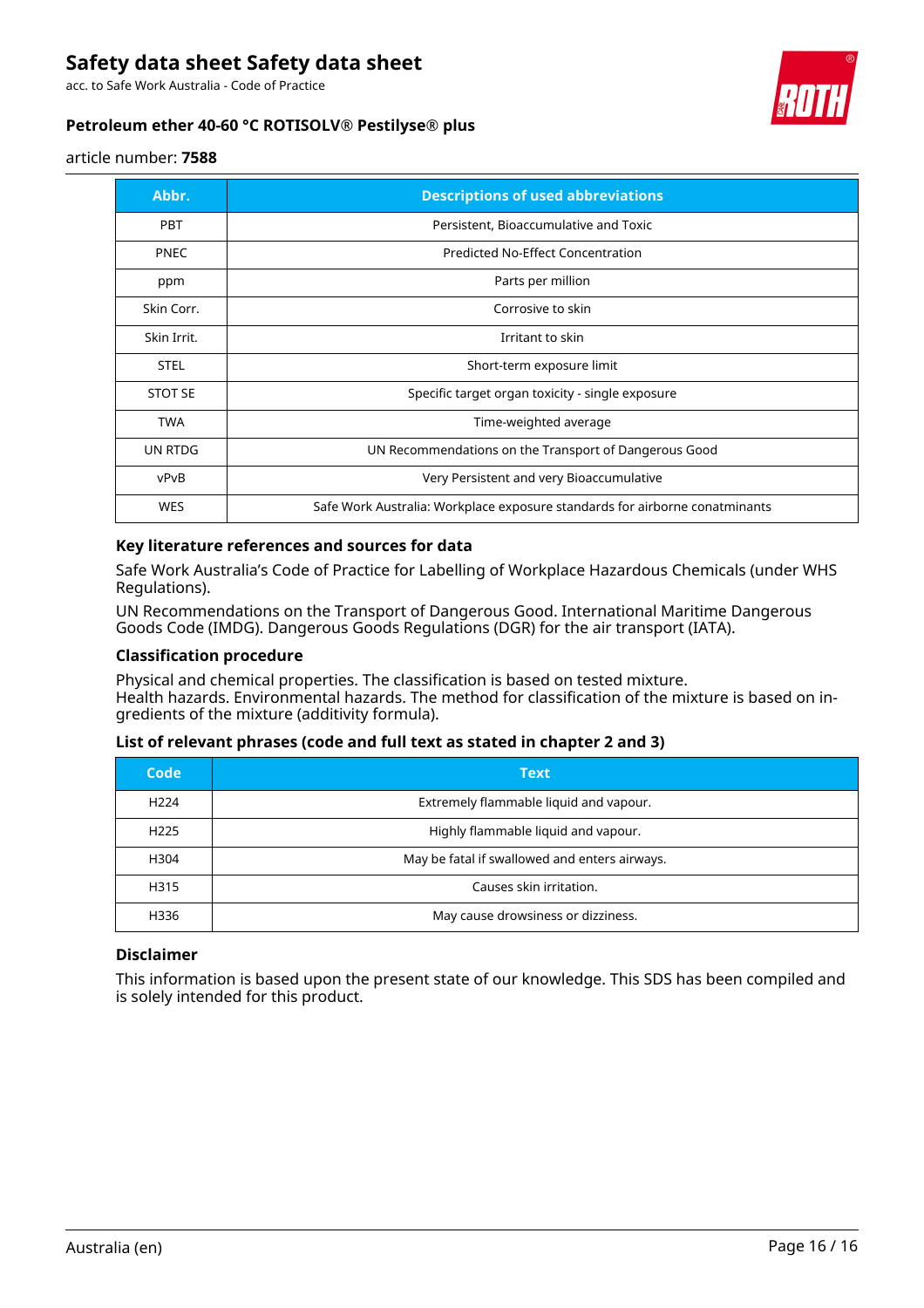| Abbr. | Descriptions of used abbreviations |
|---|---|
| PBT | Persistent, Bioaccumulative and Toxic |
| PNEC | Predicted No-Effect Concentration |
| ppm | Parts per million |
| Skin Corr. | Corrosive to skin |
| Skin Irrit. | Irritant to skin |
| STEL | Short-term exposure limit |
| STOT SE | Specific target organ toxicity - single exposure |
| TWA | Time-weighted average |
| UN RTDG | UN Recommendations on the Transport of Dangerous Good |
| vPvB | Very Persistent and very Bioaccumulative |
| WES | Safe Work Australia: Workplace exposure standards for airborne conatminants |

### Key literature references and sources for data

Safe Work Australia's Code of Practice for Labelling of Workplace Hazardous Chemicals (under WHS Regulations).

UN Recommendations on the Transport of Dangerous Good. International Maritime Dangerous Goods Code (IMDG). Dangerous Goods Regulations (DGR) for the air transport (IATA).

### Classification procedure

Physical and chemical properties. The classification is based on tested mixture.
Health hazards. Environmental hazards. The method for classification of the mixture is based on ingredients of the mixture (additivity formula).

### List of relevant phrases (code and full text as stated in chapter 2 and 3)

| Code | Text |
|---|---|
| H224 | Extremely flammable liquid and vapour. |
| H225 | Highly flammable liquid and vapour. |
| H304 | May be fatal if swallowed and enters airways. |
| H315 | Causes skin irritation. |
| H336 | May cause drowsiness or dizziness. |

### Disclaimer

This information is based upon the present state of our knowledge. This SDS has been compiled and is solely intended for this product.